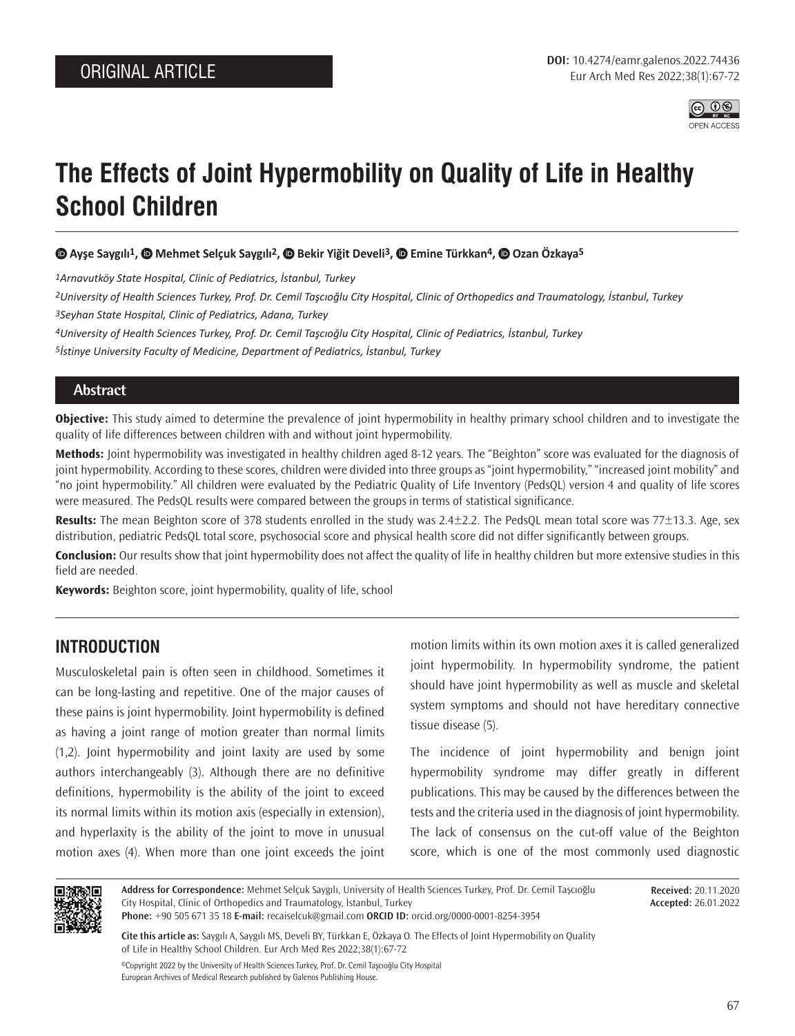ORIGINAL ARTICLE

**DOI:** 10.4274/eamr.galenos.2022.74436

# The Effects of Joint Hypermobility on Quality of Life in Healthy School Children

Ayşe Saygılı[1], Mehmet Selçuk Saygılı[2], Bekir Yiğit Develi[3], Emine Türkkan[4], Ozan Özkaya[5]

*[1]Arnavutköy State Hospital, Clinic of Pediatrics, İstanbul, Turkey*

*[2]University of Health Sciences Turkey, Prof. Dr. Cemil Taşçıoğlu City Hospital, Clinic of Orthopedics and Traumatology, İstanbul, Turkey*

*[3]Seyhan State Hospital, Clinic of Pediatrics, Adana, Turkey*

*[4]University of Health Sciences Turkey, Prof. Dr. Cemil Taşçıoğlu City Hospital, Clinic of Pediatrics, İstanbul, Turkey*

*[5]İstinye University Faculty of Medicine, Department of Pediatrics, İstanbul, Turkey*

## Abstract

**Objective:** This study aimed to determine the prevalence of joint hypermobility in healthy primary school children and to investigate the quality of life differences between children with and without joint hypermobility.

**Methods:** Joint hypermobility was investigated in healthy children aged 8-12 years. The "Beighton" score was evaluated for the diagnosis of joint hypermobility. According to these scores, children were divided into three groups as "joint hypermobility," "increased joint mobility" and "no joint hypermobility." All children were evaluated by the Pediatric Quality of Life Inventory (PedsQL) version 4 and quality of life scores were measured. The PedsQL results were compared between the groups in terms of statistical significance.

**Results:** The mean Beighton score of 378 students enrolled in the study was 2.4±2.2. The PedsQL mean total score was 77±13.3. Age, sex distribution, pediatric PedsQL total score, psychosocial score and physical health score did not differ significantly between groups.

**Conclusion:** Our results show that joint hypermobility does not affect the quality of life in healthy children but more extensive studies in this field are needed.

**Keywords:** Beighton score, joint hypermobility, quality of life, school

## INTRODUCTION

Musculoskeletal pain is often seen in childhood. Sometimes it can be long-lasting and repetitive. One of the major causes of these pains is joint hypermobility. Joint hypermobility is defined as having a joint range of motion greater than normal limits (1,2). Joint hypermobility and joint laxity are used by some authors interchangeably (3). Although there are no definitive definitions, hypermobility is the ability of the joint to exceed its normal limits within its motion axis (especially in extension), and hyperlaxity is the ability of the joint to move in unusual motion axes (4). When more than one joint exceeds the joint motion limits within its own motion axes it is called generalized joint hypermobility. In hypermobility syndrome, the patient should have joint hypermobility as well as muscle and skeletal system symptoms and should not have hereditary connective tissue disease (5).

The incidence of joint hypermobility and benign joint hypermobility syndrome may differ greatly in different publications. This may be caused by the differences between the tests and the criteria used in the diagnosis of joint hypermobility. The lack of consensus on the cut-off value of the Beighton score, which is one of the most commonly used diagnostic

**Address for Correspondence:** Mehmet Selçuk Saygılı, University of Health Sciences Turkey, Prof. Dr. Cemil Taşçıoğlu City Hospital, Clinic of Orthopedics and Traumatology, İstanbul, Turkey
**Phone:** +90 505 671 35 18 **E-mail:** recaiselcuk@gmail.com **ORCID ID:** orcid.org/0000-0001-8254-3954

**Received:** 20.11.2020
**Accepted:** 26.01.2022

**Cite this article as:** Saygılı A, Saygılı MS, Develi BY, Türkkan E, Özkaya O. The Effects of Joint Hypermobility on Quality of Life in Healthy School Children. Eur Arch Med Res 2022;38(1):67-72

©Copyright 2022 by the University of Health Sciences Turkey, Prof. Dr. Cemil Taşçıoğlu City Hospital
European Archives of Medical Research published by Galenos Publishing House.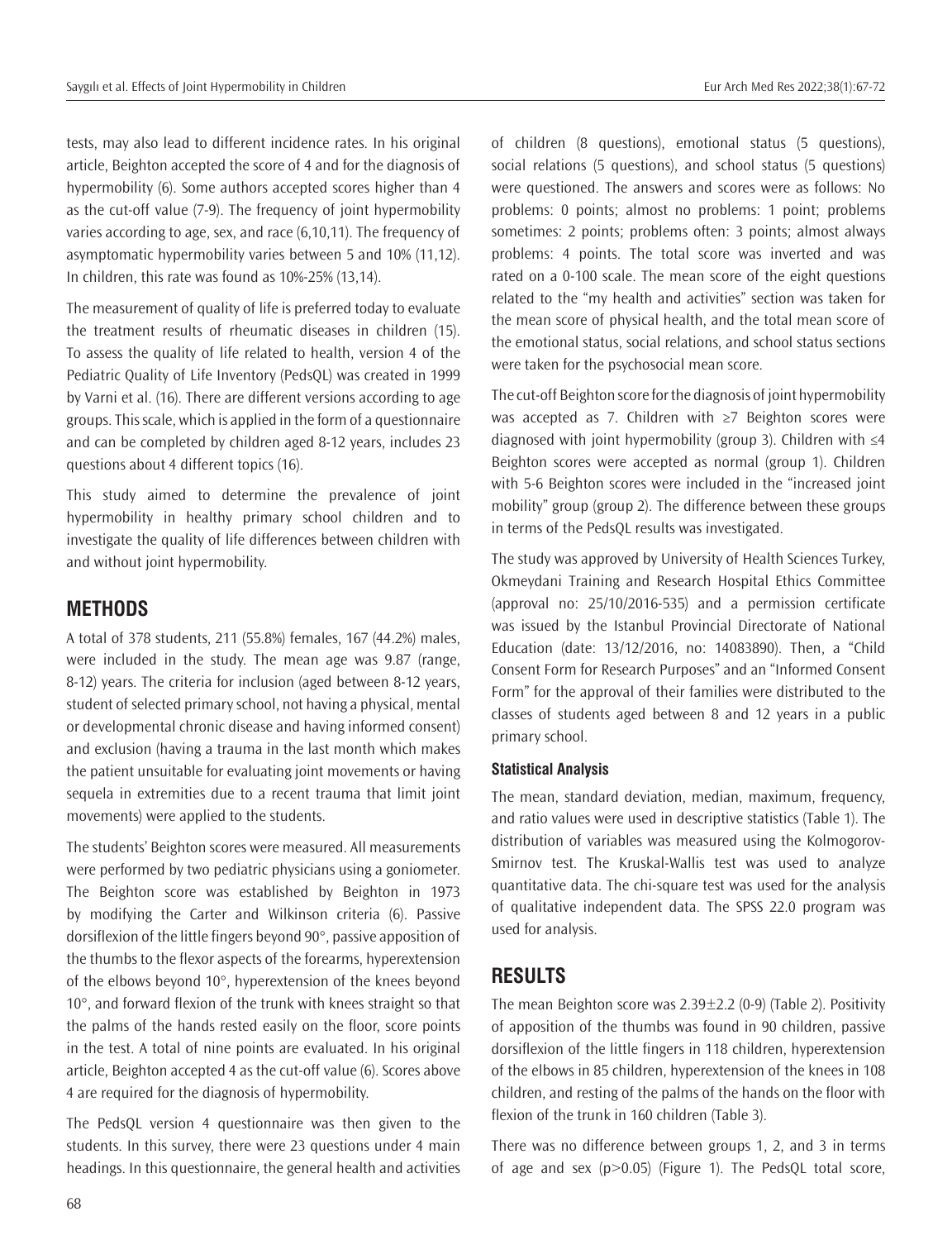tests, may also lead to different incidence rates. In his original article, Beighton accepted the score of 4 and for the diagnosis of hypermobility (6). Some authors accepted scores higher than 4 as the cut-off value (7-9). The frequency of joint hypermobility varies according to age, sex, and race (6,10,11). The frequency of asymptomatic hypermobility varies between 5 and 10% (11,12). In children, this rate was found as 10%-25% (13,14).

The measurement of quality of life is preferred today to evaluate the treatment results of rheumatic diseases in children (15). To assess the quality of life related to health, version 4 of the Pediatric Quality of Life Inventory (PedsQL) was created in 1999 by Varni et al. (16). There are different versions according to age groups. This scale, which is applied in the form of a questionnaire and can be completed by children aged 8-12 years, includes 23 questions about 4 different topics (16).

This study aimed to determine the prevalence of joint hypermobility in healthy primary school children and to investigate the quality of life differences between children with and without joint hypermobility.

## METHODS

A total of 378 students, 211 (55.8%) females, 167 (44.2%) males, were included in the study. The mean age was 9.87 (range, 8-12) years. The criteria for inclusion (aged between 8-12 years, student of selected primary school, not having a physical, mental or developmental chronic disease and having informed consent) and exclusion (having a trauma in the last month which makes the patient unsuitable for evaluating joint movements or having sequela in extremities due to a recent trauma that limit joint movements) were applied to the students.

The students' Beighton scores were measured. All measurements were performed by two pediatric physicians using a goniometer. The Beighton score was established by Beighton in 1973 by modifying the Carter and Wilkinson criteria (6). Passive dorsiflexion of the little fingers beyond 90°, passive apposition of the thumbs to the flexor aspects of the forearms, hyperextension of the elbows beyond 10°, hyperextension of the knees beyond 10°, and forward flexion of the trunk with knees straight so that the palms of the hands rested easily on the floor, score points in the test. A total of nine points are evaluated. In his original article, Beighton accepted 4 as the cut-off value (6). Scores above 4 are required for the diagnosis of hypermobility.

The PedsQL version 4 questionnaire was then given to the students. In this survey, there were 23 questions under 4 main headings. In this questionnaire, the general health and activities of children (8 questions), emotional status (5 questions), social relations (5 questions), and school status (5 questions) were questioned. The answers and scores were as follows: No problems: 0 points; almost no problems: 1 point; problems sometimes: 2 points; problems often: 3 points; almost always problems: 4 points. The total score was inverted and was rated on a 0-100 scale. The mean score of the eight questions related to the "my health and activities" section was taken for the mean score of physical health, and the total mean score of the emotional status, social relations, and school status sections were taken for the psychosocial mean score.

The cut-off Beighton score for the diagnosis of joint hypermobility was accepted as 7. Children with ≥7 Beighton scores were diagnosed with joint hypermobility (group 3). Children with ≤4 Beighton scores were accepted as normal (group 1). Children with 5-6 Beighton scores were included in the "increased joint mobility" group (group 2). The difference between these groups in terms of the PedsQL results was investigated.

The study was approved by University of Health Sciences Turkey, Okmeydani Training and Research Hospital Ethics Committee (approval no: 25/10/2016-535) and a permission certificate was issued by the Istanbul Provincial Directorate of National Education (date: 13/12/2016, no: 14083890). Then, a "Child Consent Form for Research Purposes" and an "Informed Consent Form" for the approval of their families were distributed to the classes of students aged between 8 and 12 years in a public primary school.

### Statistical Analysis

The mean, standard deviation, median, maximum, frequency, and ratio values were used in descriptive statistics (Table 1). The distribution of variables was measured using the Kolmogorov-Smirnov test. The Kruskal-Wallis test was used to analyze quantitative data. The chi-square test was used for the analysis of qualitative independent data. The SPSS 22.0 program was used for analysis.

## RESULTS

The mean Beighton score was 2.39±2.2 (0-9) (Table 2). Positivity of apposition of the thumbs was found in 90 children, passive dorsiflexion of the little fingers in 118 children, hyperextension of the elbows in 85 children, hyperextension of the knees in 108 children, and resting of the palms of the hands on the floor with flexion of the trunk in 160 children (Table 3).

There was no difference between groups 1, 2, and 3 in terms of age and sex ($p>0.05$) (Figure 1). The PedsQL total score,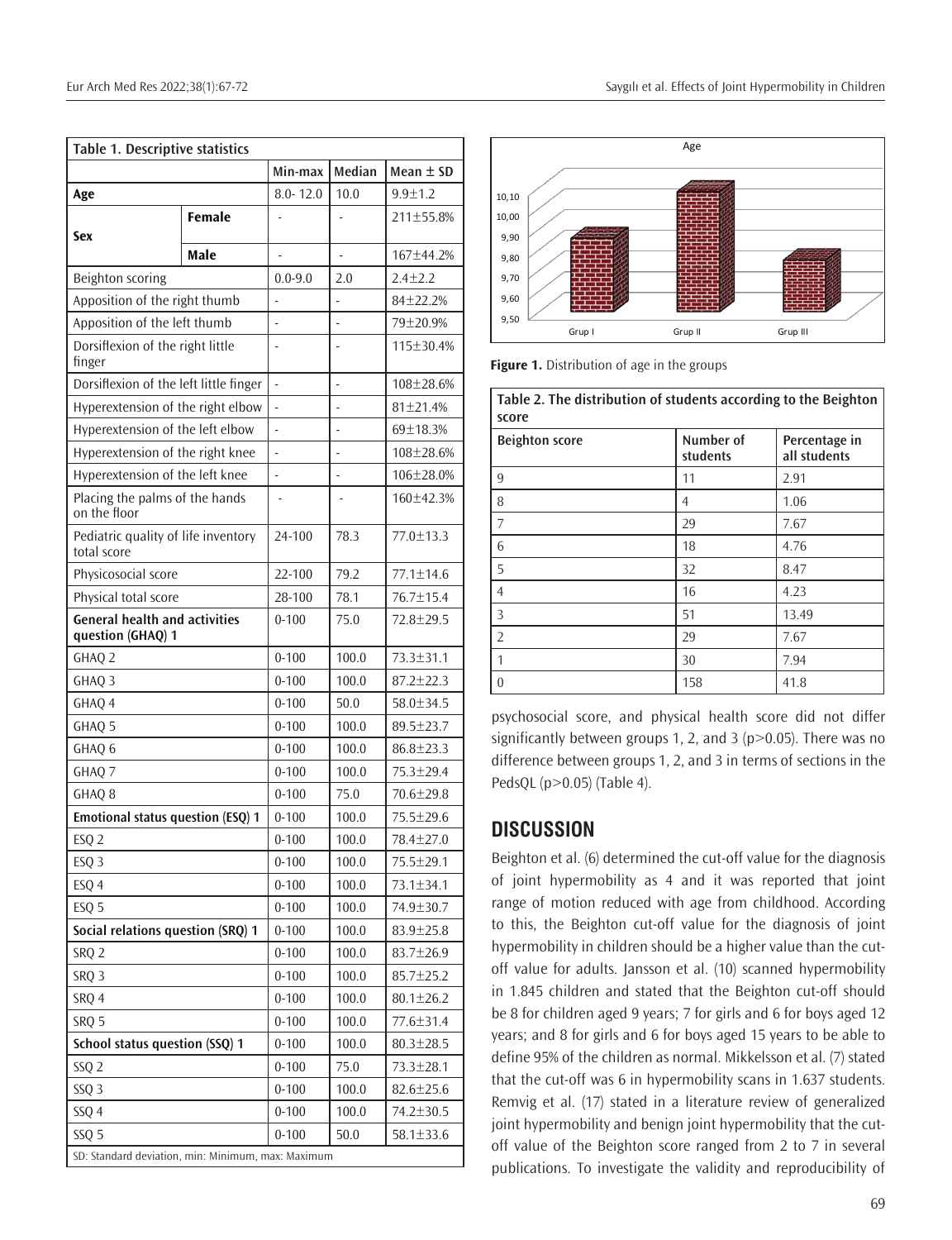| Table 1. Descriptive statistics | | | | |
|---|---|---|---|---|
| | | Min-max | Median | Mean ± SD |
| **Age** | | 8.0- 12.0 | 10.0 | 9.9±1.2 |
| **Sex** | **Female** | - | - | 211±55.8% |
| | **Male** | - | - | 167±44.2% |
| Beighton scoring | | 0.0-9.0 | 2.0 | 2.4±2.2 |
| Apposition of the right thumb | | - | - | 84±22.2% |
| Apposition of the left thumb | | - | - | 79±20.9% |
| Dorsiflexion of the right little finger | | - | - | 115±30.4% |
| Dorsiflexion of the left little finger | | - | - | 108±28.6% |
| Hyperextension of the right elbow | | - | - | 81±21.4% |
| Hyperextension of the left elbow | | - | - | 69±18.3% |
| Hyperextension of the right knee | | - | - | 108±28.6% |
| Hyperextension of the left knee | | - | - | 106±28.0% |
| Placing the palms of the hands on the floor | | - | - | 160±42.3% |
| Pediatric quality of life inventory total score | | 24-100 | 78.3 | 77.0±13.3 |
| Physicosocial score | | 22-100 | 79.2 | 77.1±14.6 |
| Physical total score | | 28-100 | 78.1 | 76.7±15.4 |
| **General health and activities question (GHAQ) 1** | | 0-100 | 75.0 | 72.8±29.5 |
| GHAQ 2 | | 0-100 | 100.0 | 73.3±31.1 |
| GHAQ 3 | | 0-100 | 100.0 | 87.2±22.3 |
| GHAQ 4 | | 0-100 | 50.0 | 58.0±34.5 |
| GHAQ 5 | | 0-100 | 100.0 | 89.5±23.7 |
| GHAQ 6 | | 0-100 | 100.0 | 86.8±23.3 |
| GHAQ 7 | | 0-100 | 100.0 | 75.3±29.4 |
| GHAQ 8 | | 0-100 | 75.0 | 70.6±29.8 |
| **Emotional status question (ESQ) 1** | | 0-100 | 100.0 | 75.5±29.6 |
| ESQ 2 | | 0-100 | 100.0 | 78.4±27.0 |
| ESQ 3 | | 0-100 | 100.0 | 75.5±29.1 |
| ESQ 4 | | 0-100 | 100.0 | 73.1±34.1 |
| ESQ 5 | | 0-100 | 100.0 | 74.9±30.7 |
| **Social relations question (SRQ) 1** | | 0-100 | 100.0 | 83.9±25.8 |
| SRQ 2 | | 0-100 | 100.0 | 83.7±26.9 |
| SRQ 3 | | 0-100 | 100.0 | 85.7±25.2 |
| SRQ 4 | | 0-100 | 100.0 | 80.1±26.2 |
| SRQ 5 | | 0-100 | 100.0 | 77.6±31.4 |
| **School status question (SSQ) 1** | | 0-100 | 100.0 | 80.3±28.5 |
| SSQ 2 | | 0-100 | 75.0 | 73.3±28.1 |
| SSQ 3 | | 0-100 | 100.0 | 82.6±25.6 |
| SSQ 4 | | 0-100 | 100.0 | 74.2±30.5 |
| SSQ 5 | | 0-100 | 50.0 | 58.1±33.6 |

SD: Standard deviation, min: Minimum, max: Maximum

**Figure 1.** Distribution of age in the groups

| Beighton score | Number of students | Percentage in all students |
|---|---|---|
| 9 | 11 | 2.91 |
| 8 | 4 | 1.06 |
| 7 | 29 | 7.67 |
| 6 | 18 | 4.76 |
| 5 | 32 | 8.47 |
| 4 | 16 | 4.23 |
| 3 | 51 | 13.49 |
| 2 | 29 | 7.67 |
| 1 | 30 | 7.94 |
| 0 | 158 | 41.8 |

**Table 2. The distribution of students according to the Beighton score**

psychosocial score, and physical health score did not differ significantly between groups 1, 2, and 3 ($p>0.05$). There was no difference between groups 1, 2, and 3 in terms of sections in the PedsQL ($p>0.05$) (Table 4).

## DISCUSSION

Beighton et al. (6) determined the cut-off value for the diagnosis of joint hypermobility as 4 and it was reported that joint range of motion reduced with age from childhood. According to this, the Beighton cut-off value for the diagnosis of joint hypermobility in children should be a higher value than the cut-off value for adults. Jansson et al. (10) scanned hypermobility in 1.845 children and stated that the Beighton cut-off should be 8 for children aged 9 years; 7 for girls and 6 for boys aged 12 years; and 8 for girls and 6 for boys aged 15 years to be able to define 95% of the children as normal. Mikkelsson et al. (7) stated that the cut-off was 6 in hypermobility scans in 1.637 students. Remvig et al. (17) stated in a literature review of generalized joint hypermobility and benign joint hypermobility that the cut-off value of the Beighton score ranged from 2 to 7 in several publications. To investigate the validity and reproducibility of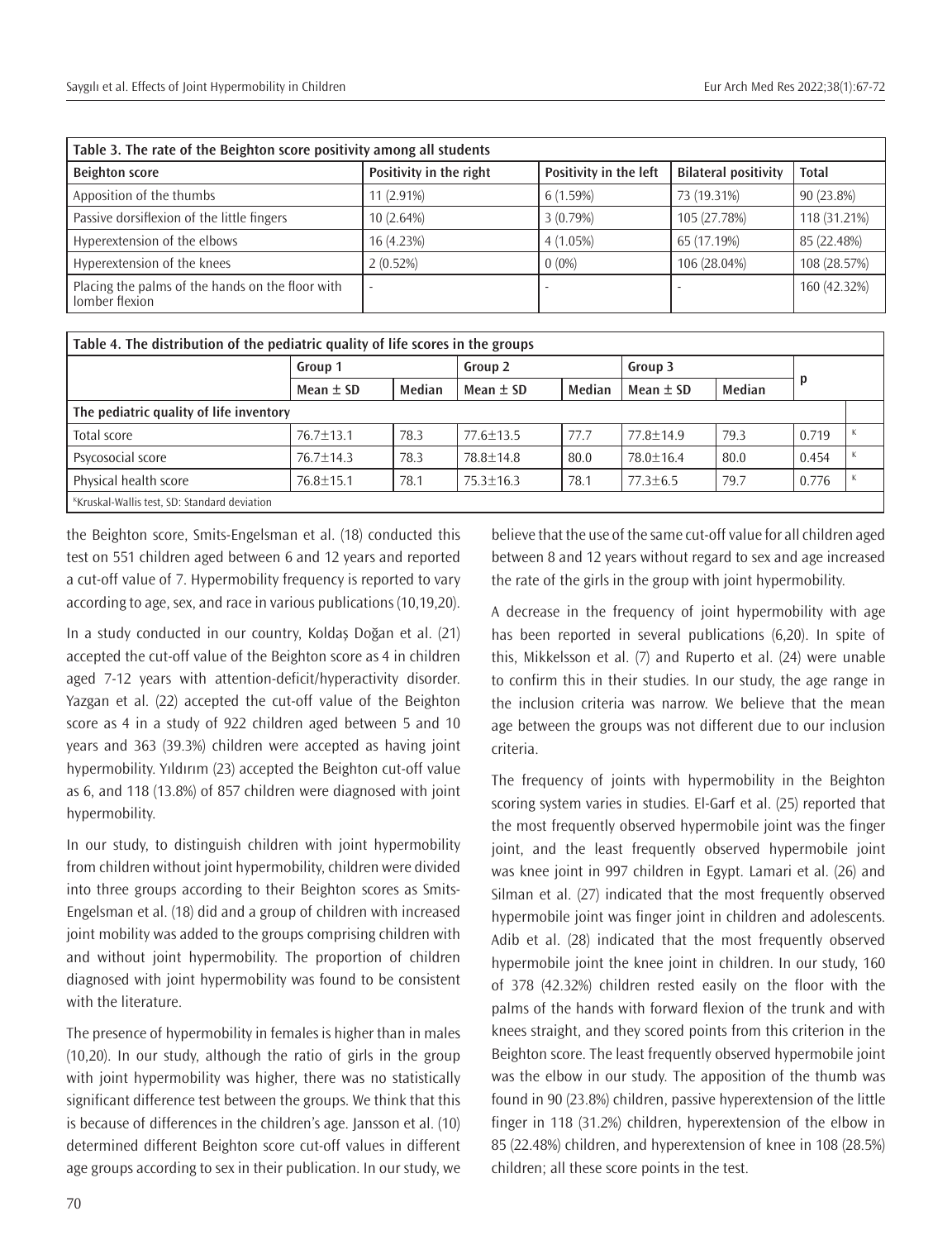| Table 3. The rate of the Beighton score positivity among all students | | | | |
|---|---|---|---|---|
| **Beighton score** | **Positivity in the right** | **Positivity in the left** | **Bilateral positivity** | **Total** |
| Apposition of the thumbs | 11 (2.91%) | 6 (1.59%) | 73 (19.31%) | 90 (23.8%) |
| Passive dorsiflexion of the little fingers | 10 (2.64%) | 3 (0.79%) | 105 (27.78%) | 118 (31.21%) |
| Hyperextension of the elbows | 16 (4.23%) | 4 (1.05%) | 65 (17.19%) | 85 (22.48%) |
| Hyperextension of the knees | 2 (0.52%) | 0 (0%) | 106 (28.04%) | 108 (28.57%) |
| Placing the palms of the hands on the floor with lomber flexion | - | - | - | 160 (42.32%) |

| Table 4. The distribution of the pediatric quality of life scores in the groups | | | | | | | | |
|---|---|---|---|---|---|---|---|---|
| | Group 1 | | Group 2 | | Group 3 | | p | |
| | Mean ± SD | Median | Mean ± SD | Median | Mean ± SD | Median | | |
| **The pediatric quality of life inventory** | | | | | | | | |
| Total score | 76.7±13.1 | 78.3 | 77.6±13.5 | 77.7 | 77.8±14.9 | 79.3 | 0.719 | K |
| Psycosocial score | 76.7±14.3 | 78.3 | 78.8±14.8 | 80.0 | 78.0±16.4 | 80.0 | 0.454 | K |
| Physical health score | 76.8±15.1 | 78.1 | 75.3±16.3 | 78.1 | 77.3±6.5 | 79.7 | 0.776 | K |

[K]Kruskal-Wallis test, SD: Standard deviation

the Beighton score, Smits-Engelsman et al. (18) conducted this test on 551 children aged between 6 and 12 years and reported a cut-off value of 7. Hypermobility frequency is reported to vary according to age, sex, and race in various publications (10,19,20).

In a study conducted in our country, Koldaş Doğan et al. (21) accepted the cut-off value of the Beighton score as 4 in children aged 7-12 years with attention-deficit/hyperactivity disorder. Yazgan et al. (22) accepted the cut-off value of the Beighton score as 4 in a study of 922 children aged between 5 and 10 years and 363 (39.3%) children were accepted as having joint hypermobility. Yıldırım (23) accepted the Beighton cut-off value as 6, and 118 (13.8%) of 857 children were diagnosed with joint hypermobility.

In our study, to distinguish children with joint hypermobility from children without joint hypermobility, children were divided into three groups according to their Beighton scores as Smits-Engelsman et al. (18) did and a group of children with increased joint mobility was added to the groups comprising children with and without joint hypermobility. The proportion of children diagnosed with joint hypermobility was found to be consistent with the literature.

The presence of hypermobility in females is higher than in males (10,20). In our study, although the ratio of girls in the group with joint hypermobility was higher, there was no statistically significant difference test between the groups. We think that this is because of differences in the children's age. Jansson et al. (10) determined different Beighton score cut-off values in different age groups according to sex in their publication. In our study, we believe that the use of the same cut-off value for all children aged between 8 and 12 years without regard to sex and age increased the rate of the girls in the group with joint hypermobility.

A decrease in the frequency of joint hypermobility with age has been reported in several publications (6,20). In spite of this, Mikkelsson et al. (7) and Ruperto et al. (24) were unable to confirm this in their studies. In our study, the age range in the inclusion criteria was narrow. We believe that the mean age between the groups was not different due to our inclusion criteria.

The frequency of joints with hypermobility in the Beighton scoring system varies in studies. El-Garf et al. (25) reported that the most frequently observed hypermobile joint was the finger joint, and the least frequently observed hypermobile joint was knee joint in 997 children in Egypt. Lamari et al. (26) and Silman et al. (27) indicated that the most frequently observed hypermobile joint was finger joint in children and adolescents. Adib et al. (28) indicated that the most frequently observed hypermobile joint the knee joint in children. In our study, 160 of 378 (42.32%) children rested easily on the floor with the palms of the hands with forward flexion of the trunk and with knees straight, and they scored points from this criterion in the Beighton score. The least frequently observed hypermobile joint was the elbow in our study. The apposition of the thumb was found in 90 (23.8%) children, passive hyperextension of the little finger in 118 (31.2%) children, hyperextension of the elbow in 85 (22.48%) children, and hyperextension of knee in 108 (28.5%) children; all these score points in the test.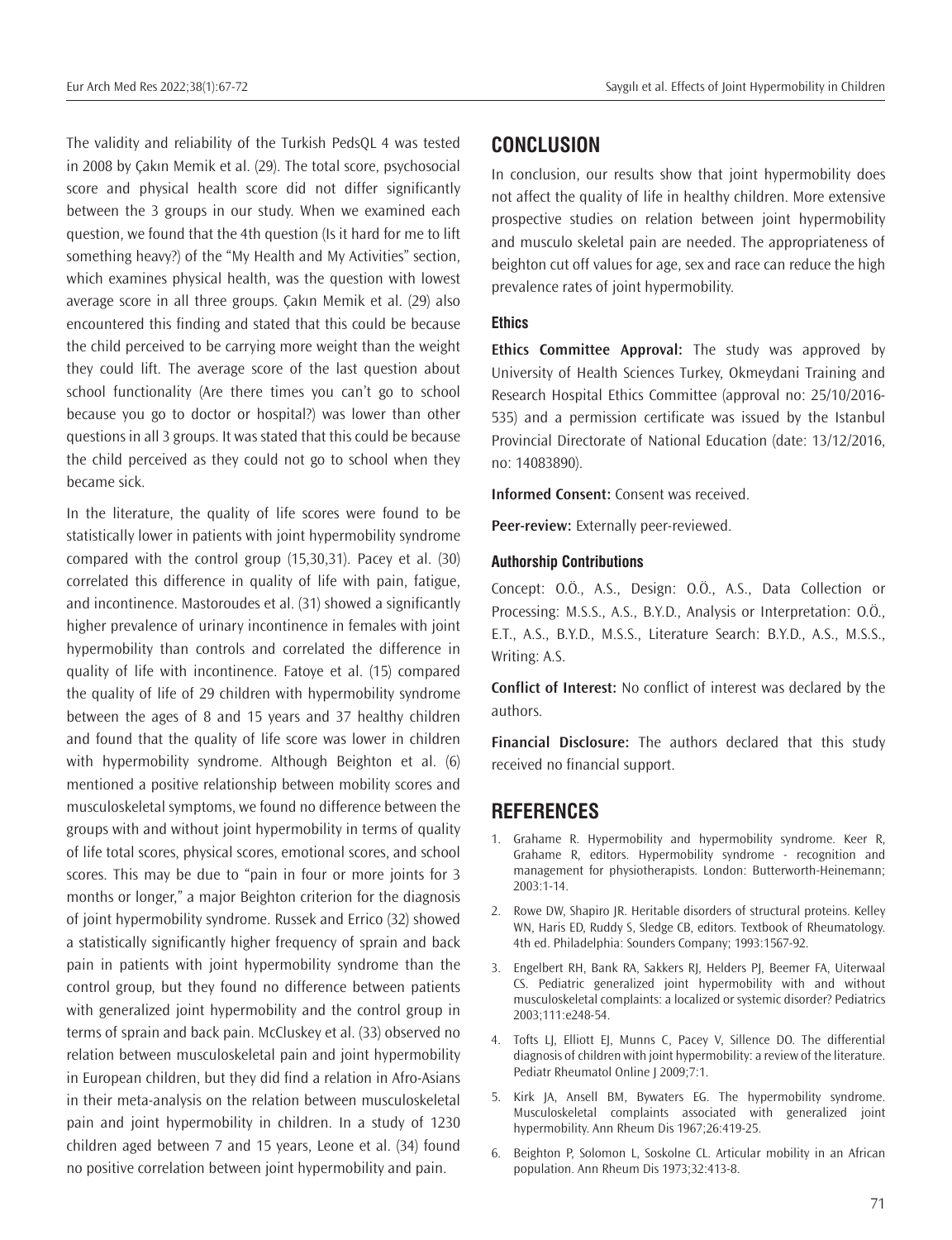The validity and reliability of the Turkish PedsQL 4 was tested in 2008 by Çakın Memik et al. (29). The total score, psychosocial score and physical health score did not differ significantly between the 3 groups in our study. When we examined each question, we found that the 4th question (Is it hard for me to lift something heavy?) of the "My Health and My Activities" section, which examines physical health, was the question with lowest average score in all three groups. Çakın Memik et al. (29) also encountered this finding and stated that this could be because the child perceived to be carrying more weight than the weight they could lift. The average score of the last question about school functionality (Are there times you can't go to school because you go to doctor or hospital?) was lower than other questions in all 3 groups. It was stated that this could be because the child perceived as they could not go to school when they became sick.

In the literature, the quality of life scores were found to be statistically lower in patients with joint hypermobility syndrome compared with the control group (15,30,31). Pacey et al. (30) correlated this difference in quality of life with pain, fatigue, and incontinence. Mastoroudes et al. (31) showed a significantly higher prevalence of urinary incontinence in females with joint hypermobility than controls and correlated the difference in quality of life with incontinence. Fatoye et al. (15) compared the quality of life of 29 children with hypermobility syndrome between the ages of 8 and 15 years and 37 healthy children and found that the quality of life score was lower in children with hypermobility syndrome. Although Beighton et al. (6) mentioned a positive relationship between mobility scores and musculoskeletal symptoms, we found no difference between the groups with and without joint hypermobility in terms of quality of life total scores, physical scores, emotional scores, and school scores. This may be due to "pain in four or more joints for 3 months or longer," a major Beighton criterion for the diagnosis of joint hypermobility syndrome. Russek and Errico (32) showed a statistically significantly higher frequency of sprain and back pain in patients with joint hypermobility syndrome than the control group, but they found no difference between patients with generalized joint hypermobility and the control group in terms of sprain and back pain. McCluskey et al. (33) observed no relation between musculoskeletal pain and joint hypermobility in European children, but they did find a relation in Afro-Asians in their meta-analysis on the relation between musculoskeletal pain and joint hypermobility in children. In a study of 1230 children aged between 7 and 15 years, Leone et al. (34) found no positive correlation between joint hypermobility and pain.

## CONCLUSION

In conclusion, our results show that joint hypermobility does not affect the quality of life in healthy children. More extensive prospective studies on relation between joint hypermobility and musculo skeletal pain are needed. The appropriateness of beighton cut off values for age, sex and race can reduce the high prevalence rates of joint hypermobility.

### Ethics

**Ethics Committee Approval:** The study was approved by University of Health Sciences Turkey, Okmeydani Training and Research Hospital Ethics Committee (approval no: 25/10/2016-535) and a permission certificate was issued by the Istanbul Provincial Directorate of National Education (date: 13/12/2016, no: 14083890).

**Informed Consent:** Consent was received.

**Peer-review:** Externally peer-reviewed.

### Authorship Contributions

Concept: O.Ö., A.S., Design: O.Ö., A.S., Data Collection or Processing: M.S.S., A.S., B.Y.D., Analysis or Interpretation: O.Ö., E.T., A.S., B.Y.D., M.S.S., Literature Search: B.Y.D., A.S., M.S.S., Writing: A.S.

**Conflict of Interest:** No conflict of interest was declared by the authors.

**Financial Disclosure:** The authors declared that this study received no financial support.

## REFERENCES

1. Grahame R. Hypermobility and hypermobility syndrome. Keer R, Grahame R, editors. Hypermobility syndrome - recognition and management for physiotherapists. London: Butterworth-Heinemann; 2003:1-14.
2. Rowe DW, Shapiro JR. Heritable disorders of structural proteins. Kelley WN, Haris ED, Ruddy S, Sledge CB, editors. Textbook of Rheumatology. 4th ed. Philadelphia: Sounders Company; 1993:1567-92.
3. Engelbert RH, Bank RA, Sakkers RJ, Helders PJ, Beemer FA, Uiterwaal CS. Pediatric generalized joint hypermobility with and without musculoskeletal complaints: a localized or systemic disorder? Pediatrics 2003;111:e248-54.
4. Tofts LJ, Elliott EJ, Munns C, Pacey V, Sillence DO. The differential diagnosis of children with joint hypermobility: a review of the literature. Pediatr Rheumatol Online J 2009;7:1.
5. Kirk JA, Ansell BM, Bywaters EG. The hypermobility syndrome. Musculoskeletal complaints associated with generalized joint hypermobility. Ann Rheum Dis 1967;26:419-25.
6. Beighton P, Solomon L, Soskolne CL. Articular mobility in an African population. Ann Rheum Dis 1973;32:413-8.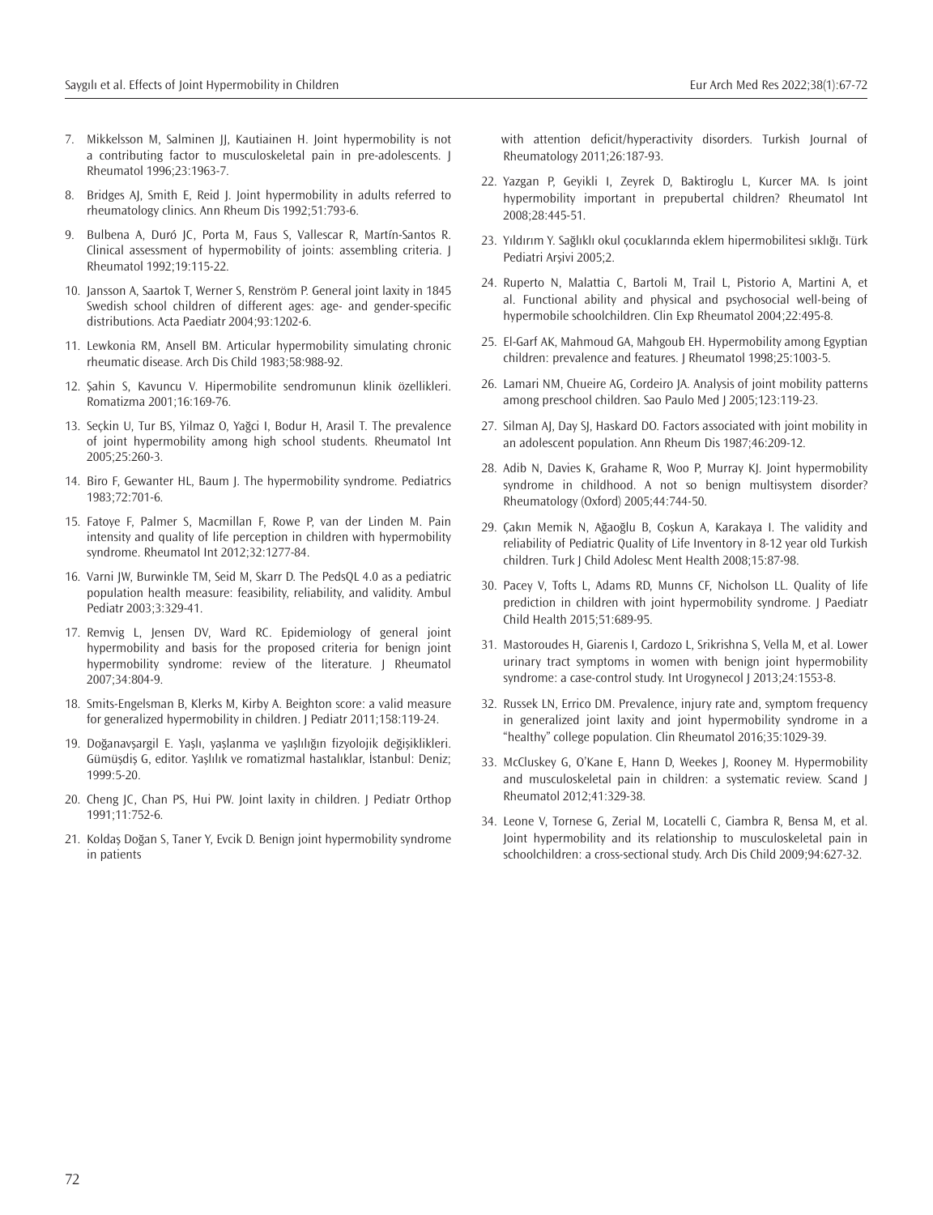7. Mikkelsson M, Salminen JJ, Kautiainen H. Joint hypermobility is not a contributing factor to musculoskeletal pain in pre-adolescents. J Rheumatol 1996;23:1963-7.
8. Bridges AJ, Smith E, Reid J. Joint hypermobility in adults referred to rheumatology clinics. Ann Rheum Dis 1992;51:793-6.
9. Bulbena A, Duró JC, Porta M, Faus S, Vallescar R, Martín-Santos R. Clinical assessment of hypermobility of joints: assembling criteria. J Rheumatol 1992;19:115-22.
10. Jansson A, Saartok T, Werner S, Renström P. General joint laxity in 1845 Swedish school children of different ages: age- and gender-specific distributions. Acta Paediatr 2004;93:1202-6.
11. Lewkonia RM, Ansell BM. Articular hypermobility simulating chronic rheumatic disease. Arch Dis Child 1983;58:988-92.
12. Şahin S, Kavuncu V. Hipermobilite sendromunun klinik özellikleri. Romatizma 2001;16:169-76.
13. Seçkin U, Tur BS, Yilmaz O, Yağci I, Bodur H, Arasil T. The prevalence of joint hypermobility among high school students. Rheumatol Int 2005;25:260-3.
14. Biro F, Gewanter HL, Baum J. The hypermobility syndrome. Pediatrics 1983;72:701-6.
15. Fatoye F, Palmer S, Macmillan F, Rowe P, van der Linden M. Pain intensity and quality of life perception in children with hypermobility syndrome. Rheumatol Int 2012;32:1277-84.
16. Varni JW, Burwinkle TM, Seid M, Skarr D. The PedsQL 4.0 as a pediatric population health measure: feasibility, reliability, and validity. Ambul Pediatr 2003;3:329-41.
17. Remvig L, Jensen DV, Ward RC. Epidemiology of general joint hypermobility and basis for the proposed criteria for benign joint hypermobility syndrome: review of the literature. J Rheumatol 2007;34:804-9.
18. Smits-Engelsman B, Klerks M, Kirby A. Beighton score: a valid measure for generalized hypermobility in children. J Pediatr 2011;158:119-24.
19. Doğanavşargil E. Yaşlı, yaşlanma ve yaşlılığın fizyolojik değişiklikleri. Gümüşdiş G, editor. Yaşlılık ve romatizmal hastalıklar, İstanbul: Deniz; 1999:5-20.
20. Cheng JC, Chan PS, Hui PW. Joint laxity in children. J Pediatr Orthop 1991;11:752-6.
21. Koldaş Doğan S, Taner Y, Evcik D. Benign joint hypermobility syndrome in patients with attention deficit/hyperactivity disorders. Turkish Journal of Rheumatology 2011;26:187-93.
22. Yazgan P, Geyikli I, Zeyrek D, Baktiroglu L, Kurcer MA. Is joint hypermobility important in prepubertal children? Rheumatol Int 2008;28:445-51.
23. Yıldırım Y. Sağlıklı okul çocuklarında eklem hipermobilitesi sıklığı. Türk Pediatri Arşivi 2005;2.
24. Ruperto N, Malattia C, Bartoli M, Trail L, Pistorio A, Martini A, et al. Functional ability and physical and psychosocial well-being of hypermobile schoolchildren. Clin Exp Rheumatol 2004;22:495-8.
25. El-Garf AK, Mahmoud GA, Mahgoub EH. Hypermobility among Egyptian children: prevalence and features. J Rheumatol 1998;25:1003-5.
26. Lamari NM, Chueire AG, Cordeiro JA. Analysis of joint mobility patterns among preschool children. Sao Paulo Med J 2005;123:119-23.
27. Silman AJ, Day SJ, Haskard DO. Factors associated with joint mobility in an adolescent population. Ann Rheum Dis 1987;46:209-12.
28. Adib N, Davies K, Grahame R, Woo P, Murray KJ. Joint hypermobility syndrome in childhood. A not so benign multisystem disorder? Rheumatology (Oxford) 2005;44:744-50.
29. Çakın Memik N, Ağaoğlu B, Coşkun A, Karakaya I. The validity and reliability of Pediatric Quality of Life Inventory in 8-12 year old Turkish children. Turk J Child Adolesc Ment Health 2008;15:87-98.
30. Pacey V, Tofts L, Adams RD, Munns CF, Nicholson LL. Quality of life prediction in children with joint hypermobility syndrome. J Paediatr Child Health 2015;51:689-95.
31. Mastoroudes H, Giarenis I, Cardozo L, Srikrishna S, Vella M, et al. Lower urinary tract symptoms in women with benign joint hypermobility syndrome: a case-control study. Int Urogynecol J 2013;24:1553-8.
32. Russek LN, Errico DM. Prevalence, injury rate and, symptom frequency in generalized joint laxity and joint hypermobility syndrome in a "healthy" college population. Clin Rheumatol 2016;35:1029-39.
33. McCluskey G, O'Kane E, Hann D, Weekes J, Rooney M. Hypermobility and musculoskeletal pain in children: a systematic review. Scand J Rheumatol 2012;41:329-38.
34. Leone V, Tornese G, Zerial M, Locatelli C, Ciambra R, Bensa M, et al. Joint hypermobility and its relationship to musculoskeletal pain in schoolchildren: a cross-sectional study. Arch Dis Child 2009;94:627-32.